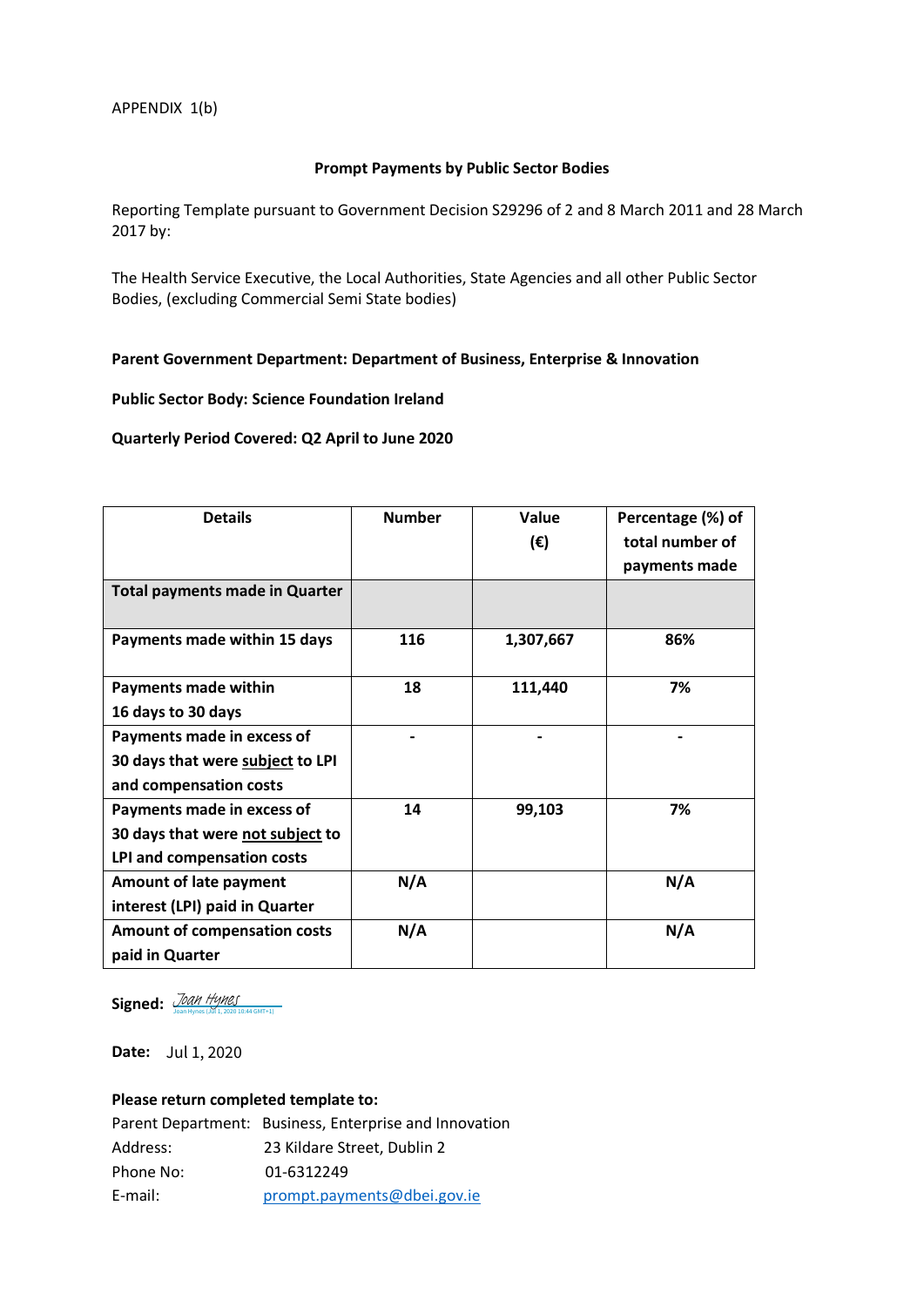APPENDIX 1(b)

**Prompt Payments by Public Sector Bodies**

Reporting Template pursuant to Government Decision S29296 of 2 and 8 March 2011 and 28 March 2017 by:

The Health Service Executive, the Local Authorities, State Agencies and all other Public Sector Bodies, (excluding Commercial Semi State bodies)

**Parent Government Department: Department of Business, Enterprise & Innovation**

**Public Sector Body: Science Foundation Ireland**

**Quarterly Period Covered: Q2 April to June 2020**

| Details | Number | Value (€) | Percentage (%) of total number of payments made |
|---|---|---|---|
| **Total payments made in Quarter** | | | |
| **Payments made within 15 days** | **116** | **1,307,667** | **86%** |
| **Payments made within 16 days to 30 days** | **18** | **111,440** | **7%** |
| **Payments made in excess of 30 days that were subject to LPI and compensation costs** | **-** | **-** | **-** |
| **Payments made in excess of 30 days that were not subject to LPI and compensation costs** | **14** | **99,103** | **7%** |
| **Amount of late payment interest (LPI) paid in Quarter** | **N/A** | | **N/A** |
| **Amount of compensation costs paid in Quarter** | **N/A** | | **N/A** |

**Signed:** Joan Hynes
Joan Hynes (Jul 1, 2020 10:44 GMT+1)

**Date:** Jul 1, 2020

**Please return completed template to:**

Parent Department: Business, Enterprise and Innovation
Address: 23 Kildare Street, Dublin 2
Phone No: 01-6312249
E-mail: prompt.payments@dbei.gov.ie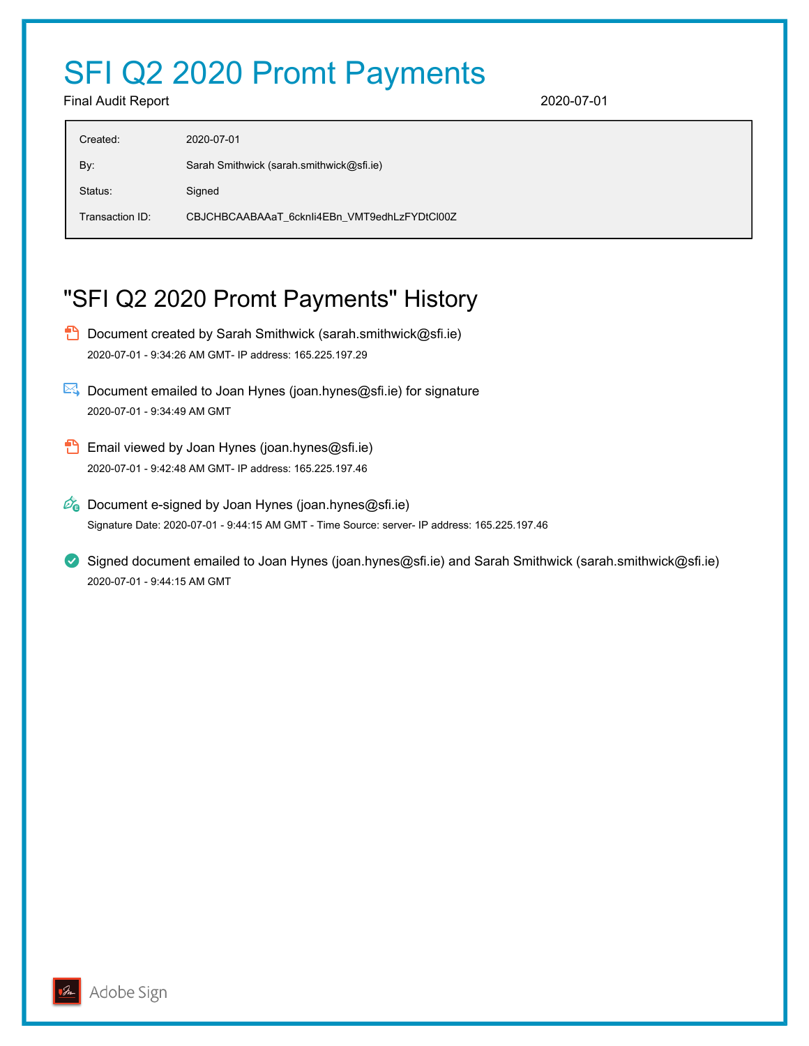# SFI Q2 2020 Promt Payments

Final Audit Report 2020-07-01

| | |
|---|---|
| Created: | 2020-07-01 |
| By: | Sarah Smithwick (sarah.smithwick@sfi.ie) |
| Status: | Signed |
| Transaction ID: | CBJCHBCAABAAaT_6cknIi4EBn_VMT9edhLzFYDtCl00Z |

## "SFI Q2 2020 Promt Payments" History

- Document created by Sarah Smithwick (sarah.smithwick@sfi.ie)
  2020-07-01 - 9:34:26 AM GMT- IP address: 165.225.197.29

- Document emailed to Joan Hynes (joan.hynes@sfi.ie) for signature
  2020-07-01 - 9:34:49 AM GMT

- Email viewed by Joan Hynes (joan.hynes@sfi.ie)
  2020-07-01 - 9:42:48 AM GMT- IP address: 165.225.197.46

- Document e-signed by Joan Hynes (joan.hynes@sfi.ie)
  Signature Date: 2020-07-01 - 9:44:15 AM GMT - Time Source: server- IP address: 165.225.197.46

- Signed document emailed to Joan Hynes (joan.hynes@sfi.ie) and Sarah Smithwick (sarah.smithwick@sfi.ie)
  2020-07-01 - 9:44:15 AM GMT

Adobe Sign